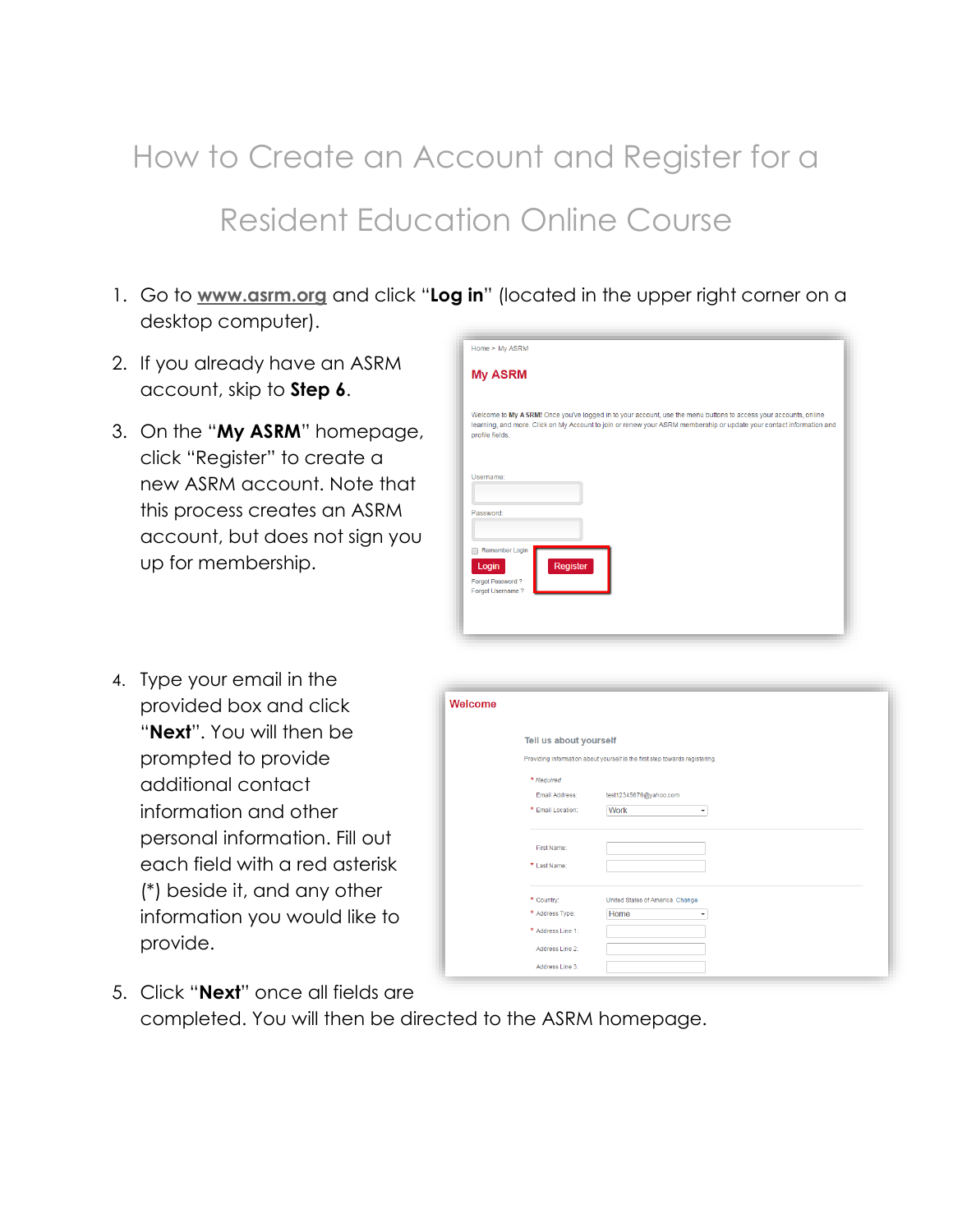# How to Create an Account and Register for a Resident Education Online Course

1. Go to **www.asrm.org** and click "**Log in**" (located in the upper right corner on a desktop computer).
2. If you already have an ASRM account, skip to **Step 6**.
3. On the "**My ASRM**" homepage, click "Register" to create a new ASRM account. Note that this process creates an ASRM account, but does not sign you up for membership.
4. Type your email in the provided box and click "**Next**". You will then be prompted to provide additional contact information and other personal information. Fill out each field with a red asterisk (*) beside it, and any other information you would like to provide.
5. Click "**Next**" once all fields are completed. You will then be directed to the ASRM homepage.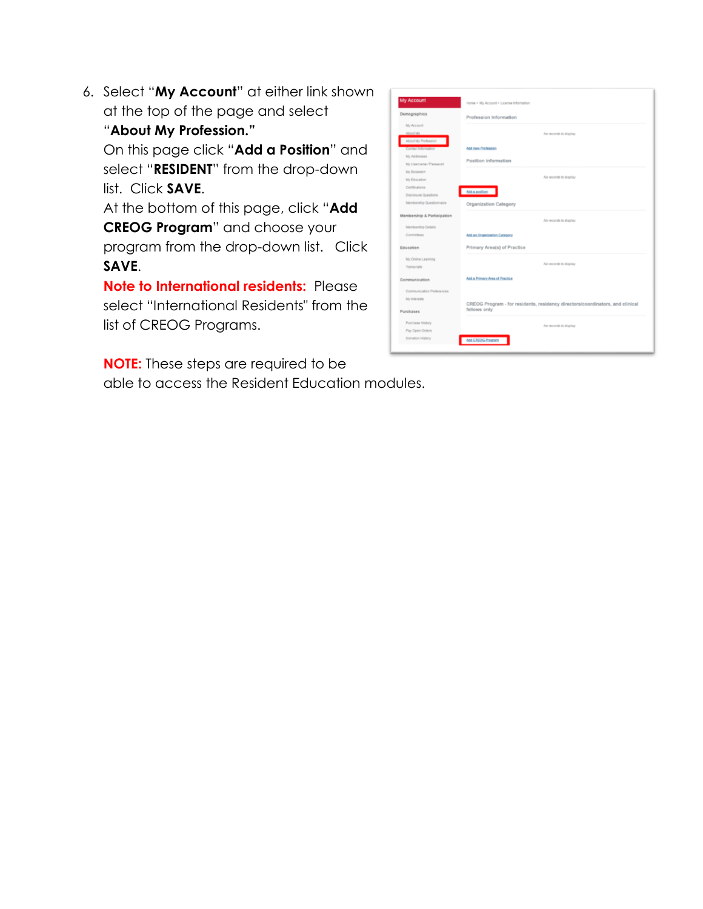6. Select "**My Account**" at either link shown at the top of the page and select "**About My Profession.**"
   On this page click "**Add a Position**" and select "**RESIDENT**" from the drop-down list. Click **SAVE**.
   At the bottom of this page, click "**Add CREOG Program**" and choose your program from the drop-down list. Click **SAVE**.
   **Note to International residents:** Please select "International Residents" from the list of CREOG Programs.

   **NOTE:** These steps are required to be able to access the Resident Education modules.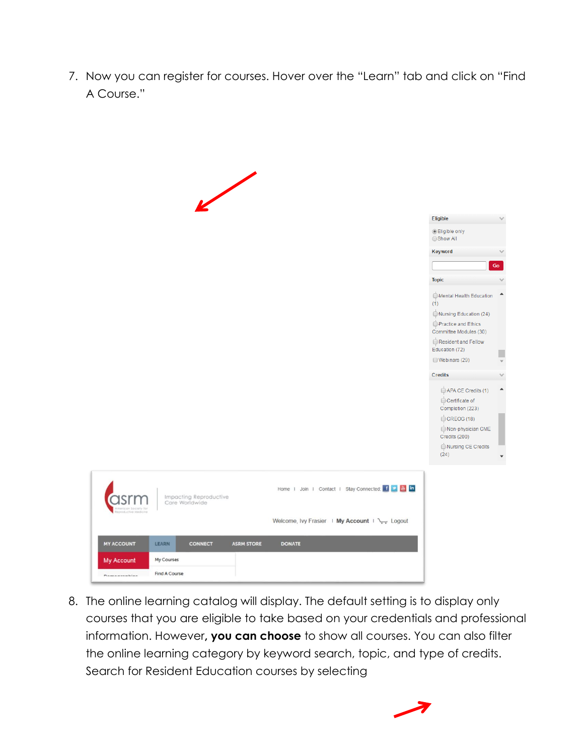7. Now you can register for courses. Hover over the “Learn” tab and click on “Find A Course.”

8. The online learning catalog will display. The default setting is to display only courses that you are eligible to take based on your credentials and professional information. However, **you can choose** to show all courses. You can also filter the online learning category by keyword search, topic, and type of credits. Search for Resident Education courses by selecting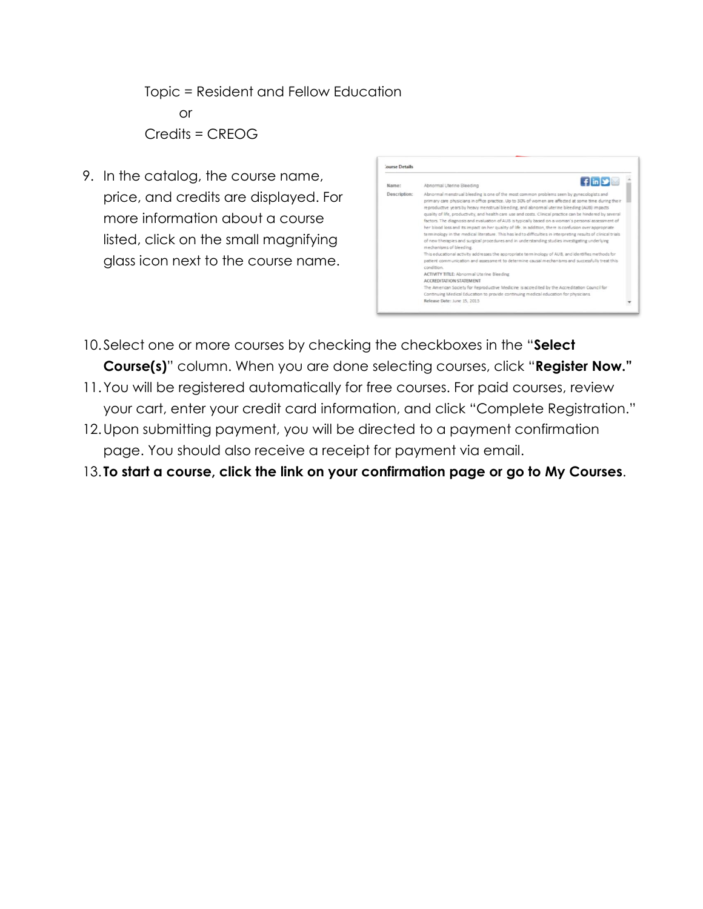Topic = Resident and Fellow Education

or

Credits = CREOG

9. In the catalog, the course name, price, and credits are displayed. For more information about a course listed, click on the small magnifying glass icon next to the course name.
10. Select one or more courses by checking the checkboxes in the "**Select Course(s)**" column. When you are done selecting courses, click "**Register Now.**"
11. You will be registered automatically for free courses. For paid courses, review your cart, enter your credit card information, and click "Complete Registration."
12. Upon submitting payment, you will be directed to a payment confirmation page. You should also receive a receipt for payment via email.
13. **To start a course, click the link on your confirmation page or go to My Courses**.